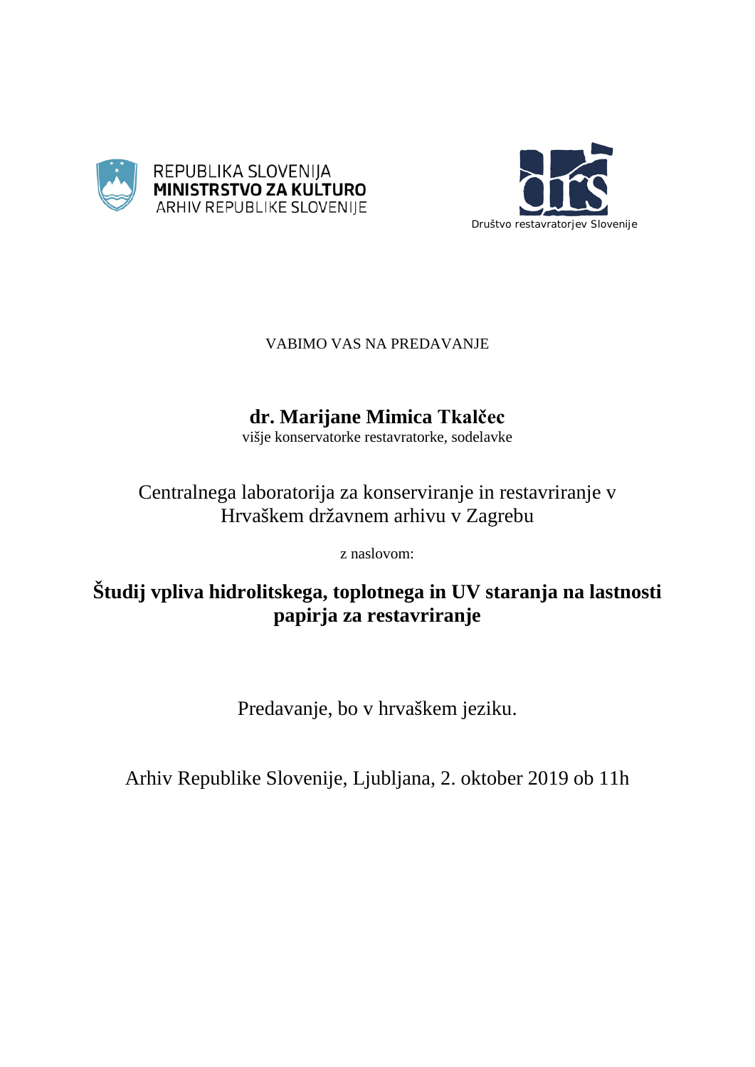REPUBLIKA SLOVENIJA
**MINISTRSTVO ZA KULTURO**
ARHIV REPUBLIKE SLOVENIJE

Društvo restavratorjev Slovenije

VABIMO VAS NA PREDAVANJE

**dr. Marijane Mimica Tkalčec**
višje konservatorke restavratorke, sodelavke

Centralnega laboratorija za konserviranje in restavriranje v Hrvaškem državnem arhivu v Zagrebu

z naslovom:

**Študij vpliva hidrolitskega, toplotnega in UV staranja na lastnosti papirja za restavriranje**

Predavanje, bo v hrvaškem jeziku.

Arhiv Republike Slovenije, Ljubljana, 2. oktober 2019 ob 11h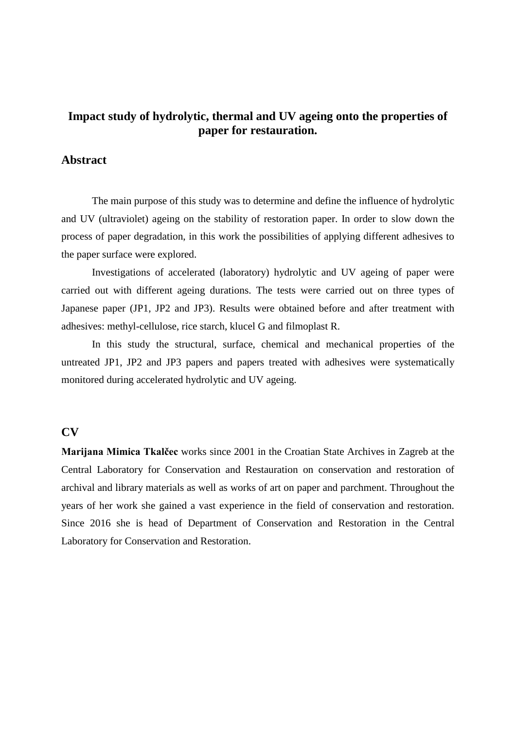# Impact study of hydrolytic, thermal and UV ageing onto the properties of paper for restauration.

## Abstract

The main purpose of this study was to determine and define the influence of hydrolytic and UV (ultraviolet) ageing on the stability of restoration paper. In order to slow down the process of paper degradation, in this work the possibilities of applying different adhesives to the paper surface were explored.

Investigations of accelerated (laboratory) hydrolytic and UV ageing of paper were carried out with different ageing durations. The tests were carried out on three types of Japanese paper (JP1, JP2 and JP3). Results were obtained before and after treatment with adhesives: methyl-cellulose, rice starch, klucel G and filmoplast R.

In this study the structural, surface, chemical and mechanical properties of the untreated JP1, JP2 and JP3 papers and papers treated with adhesives were systematically monitored during accelerated hydrolytic and UV ageing.

## CV

**Marijana Mimica Tkalčec** works since 2001 in the Croatian State Archives in Zagreb at the Central Laboratory for Conservation and Restauration on conservation and restoration of archival and library materials as well as works of art on paper and parchment. Throughout the years of her work she gained a vast experience in the field of conservation and restoration. Since 2016 she is head of Department of Conservation and Restoration in the Central Laboratory for Conservation and Restoration.